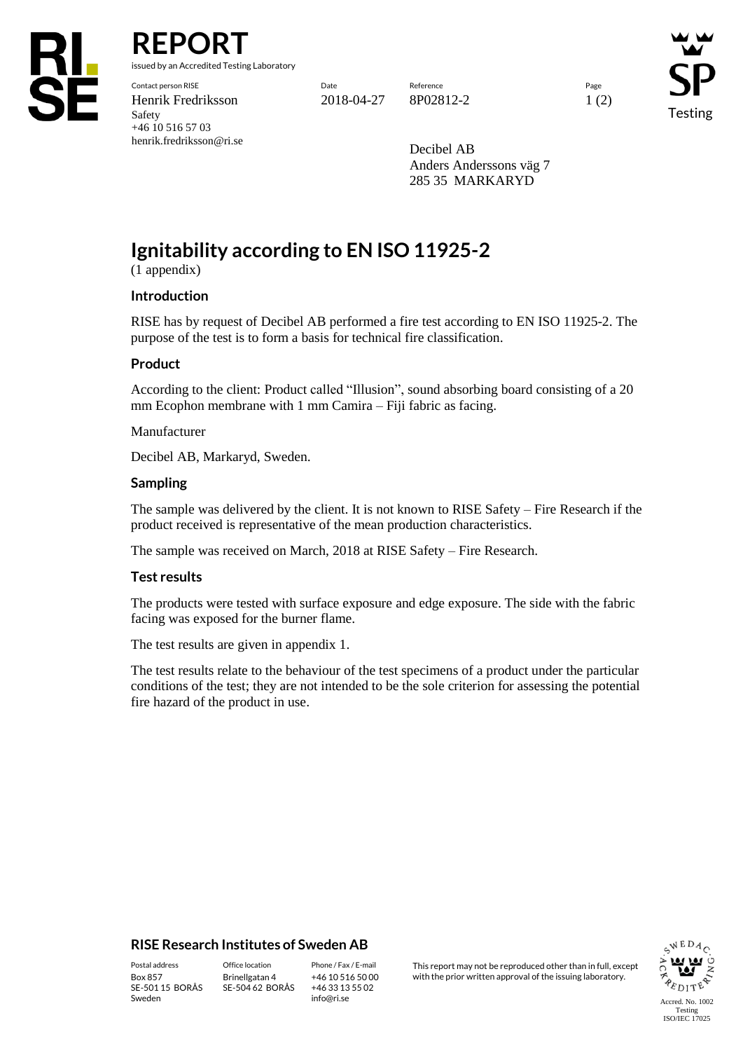# REPORT

issued by an Accredited Testing Laboratory

| Contact person RISE | Date | Reference | Page |
|---|---|---|---|
| Henrik Fredriksson | 2018-04-27 | 8P02812-2 | 1 (2) |
| Safety | | | |
| +46 10 516 57 03 | | | |
| henrik.fredriksson@ri.se | | | |

Decibel AB
Anders Anderssons väg 7
285 35 MARKARYD

## Ignitability according to EN ISO 11925-2

(1 appendix)

### Introduction

RISE has by request of Decibel AB performed a fire test according to EN ISO 11925-2. The purpose of the test is to form a basis for technical fire classification.

### Product

According to the client: Product called "Illusion", sound absorbing board consisting of a 20 mm Ecophon membrane with 1 mm Camira – Fiji fabric as facing.

Manufacturer

Decibel AB, Markaryd, Sweden.

### Sampling

The sample was delivered by the client. It is not known to RISE Safety – Fire Research if the product received is representative of the mean production characteristics.

The sample was received on March, 2018 at RISE Safety – Fire Research.

### Test results

The products were tested with surface exposure and edge exposure. The side with the fabric facing was exposed for the burner flame.

The test results are given in appendix 1.

The test results relate to the behaviour of the test specimens of a product under the particular conditions of the test; they are not intended to be the sole criterion for assessing the potential fire hazard of the product in use.

**RISE Research Institutes of Sweden AB**

| Postal address | Office location | Phone / Fax / E-mail |
|---|---|---|
| Box 857 | Brinellgatan 4 | +46 10 516 50 00 |
| SE-501 15 BORÅS | SE-504 62 BORÅS | +46 33 13 55 02 |
| Sweden | | info@ri.se |

This report may not be reproduced other than in full, except with the prior written approval of the issuing laboratory.

Accred. No. 1002 Testing ISO/IEC 17025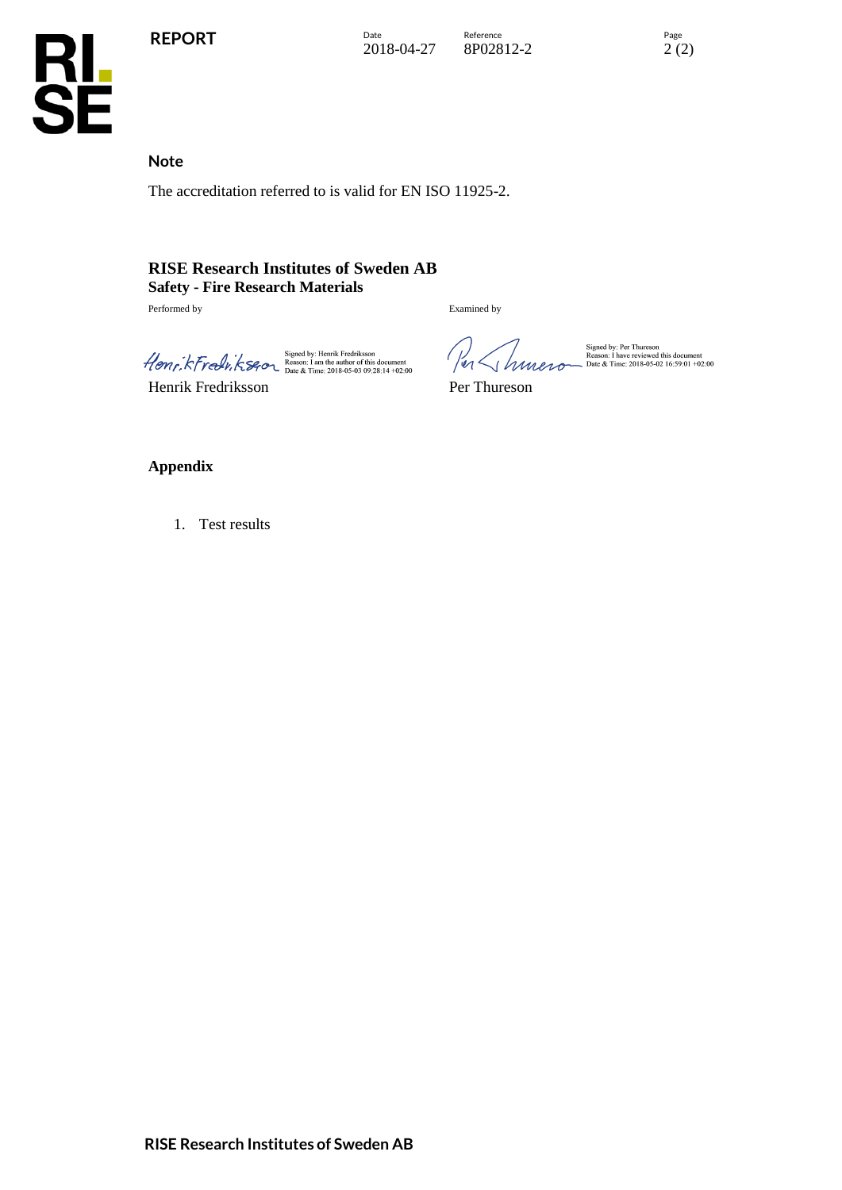**Note**

The accreditation referred to is valid for EN ISO 11925-2.

**RISE Research Institutes of Sweden AB**
**Safety - Fire Research Materials**

| Performed by | Examined by |
| --- | --- |
| Signed by: Henrik Fredriksson<br>Reason: I am the author of this document<br>Date & Time: 2018-05-03 09:28:14 +02:00 | Signed by: Per Thureson<br>Reason: I have reviewed this document<br>Date & Time: 2018-05-02 16:59:01 +02:00 |
| Henrik Fredriksson | Per Thureson |

**Appendix**

1. Test results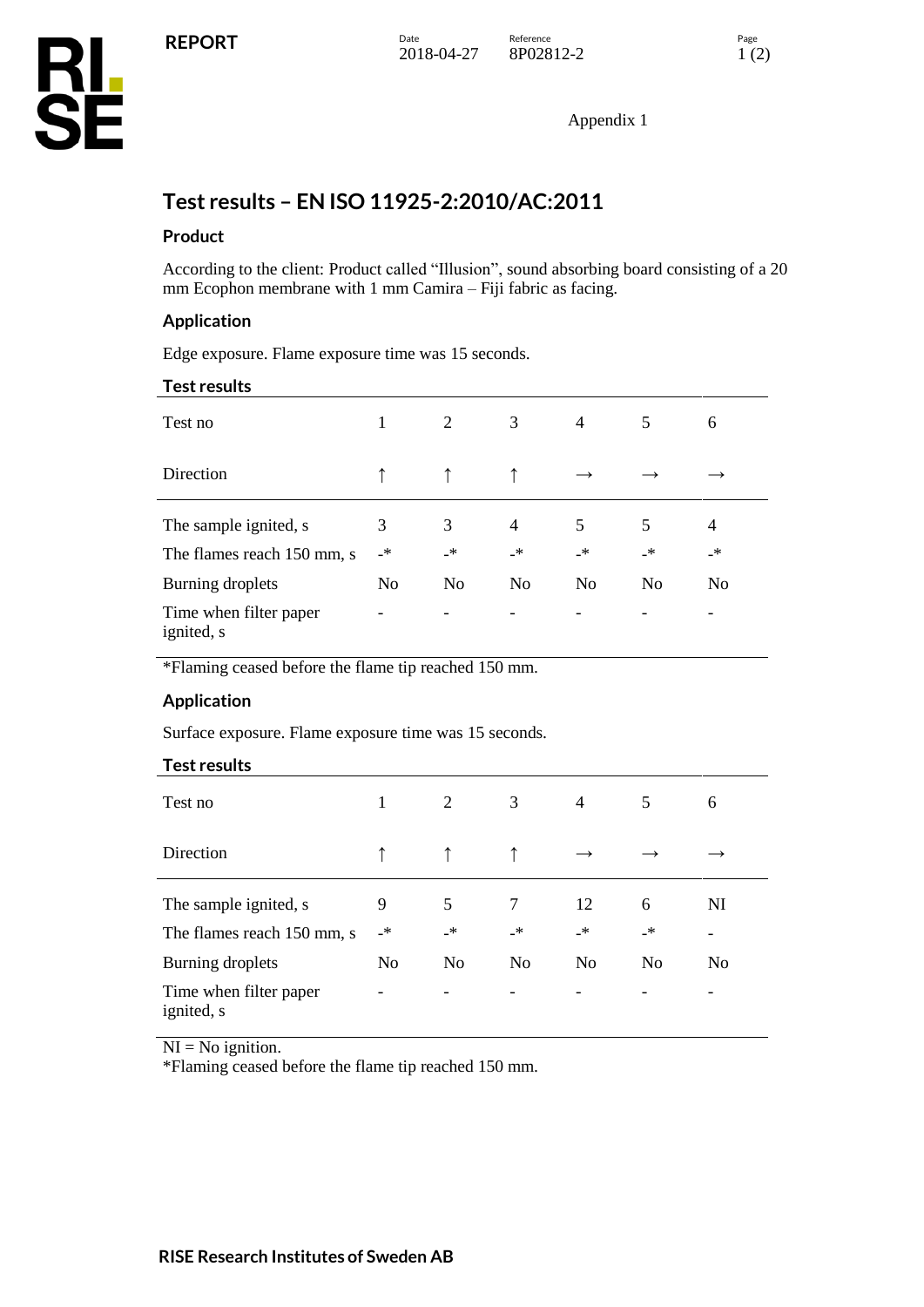Appendix 1

# Test results – EN ISO 11925-2:2010/AC:2011

## Product

According to the client: Product called "Illusion", sound absorbing board consisting of a 20 mm Ecophon membrane with 1 mm Camira – Fiji fabric as facing.

## Application

Edge exposure. Flame exposure time was 15 seconds.

## Test results

| Test no | 1 | 2 | 3 | 4 | 5 | 6 |
|---|---|---|---|---|---|---|
| Direction | ↑ | ↑ | ↑ | → | → | → |
| The sample ignited, s | 3 | 3 | 4 | 5 | 5 | 4 |
| The flames reach 150 mm, s | -* | -* | -* | -* | -* | -* |
| Burning droplets | No | No | No | No | No | No |
| Time when filter paper ignited, s | - | - | - | - | - | - |

*Flaming ceased before the flame tip reached 150 mm.

## Application

Surface exposure. Flame exposure time was 15 seconds.

## Test results

| Test no | 1 | 2 | 3 | 4 | 5 | 6 |
|---|---|---|---|---|---|---|
| Direction | ↑ | ↑ | ↑ | → | → | → |
| The sample ignited, s | 9 | 5 | 7 | 12 | 6 | NI |
| The flames reach 150 mm, s | -* | -* | -* | -* | -* | - |
| Burning droplets | No | No | No | No | No | No |
| Time when filter paper ignited, s | - | - | - | - | - | - |

NI = No ignition.
*Flaming ceased before the flame tip reached 150 mm.

RISE Research Institutes of Sweden AB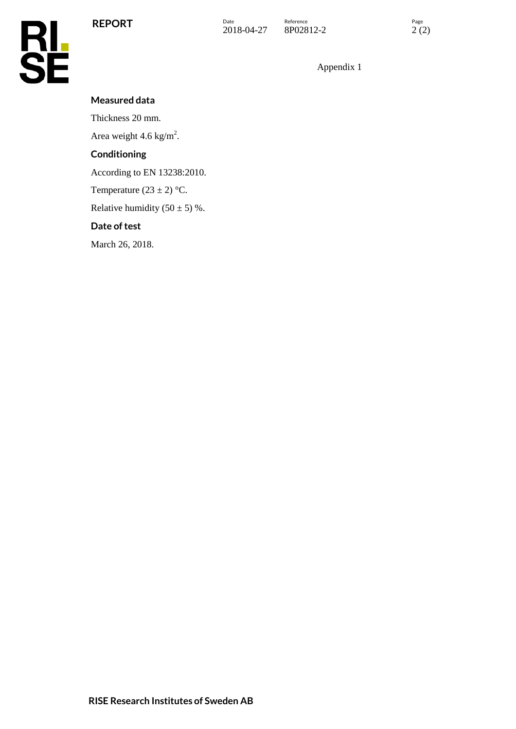Appendix 1

## Measured data

Thickness 20 mm.

Area weight 4.6 kg/m$^2$.

## Conditioning

According to EN 13238:2010.

Temperature (23 ± 2) °C.

Relative humidity (50 ± 5) %.

## Date of test

March 26, 2018.